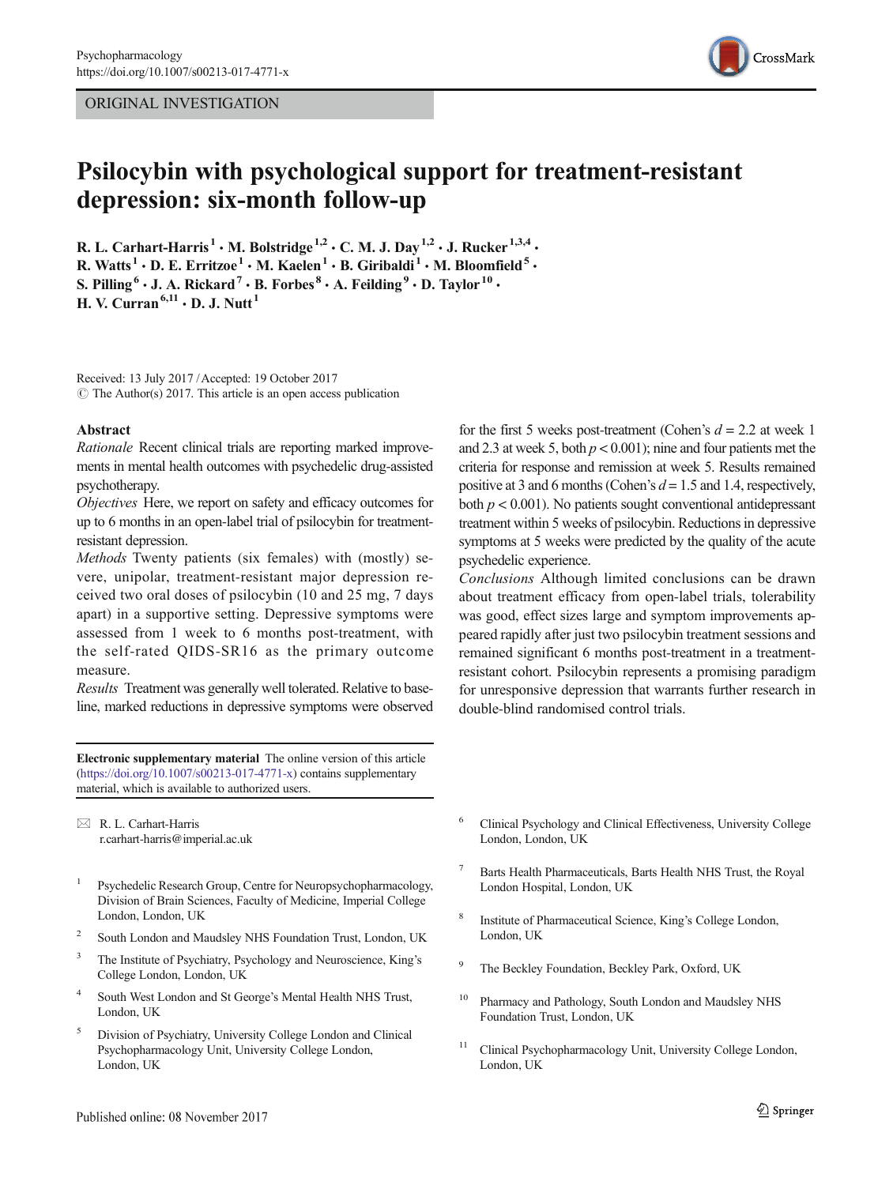ORIGINAL INVESTIGATION

# Psilocybin with psychological support for treatment-resistant depression: six-month follow-up

R. L. Carhart-Harris[1] · M. Bolstridge[1,2] · C. M. J. Day[1,2] · J. Rucker[1,3,4] · R. Watts[1] · D. E. Erritzoe[1] · M. Kaelen[1] · B. Giribaldi[1] · M. Bloomfield[5] · S. Pilling[6] · J. A. Rickard[7] · B. Forbes[8] · A. Feilding[9] · D. Taylor[10] · H. V. Curran[6,11] · D. J. Nutt[1]

Received: 13 July 2017 / Accepted: 19 October 2017
© The Author(s) 2017. This article is an open access publication

## Abstract

*Rationale* Recent clinical trials are reporting marked improvements in mental health outcomes with psychedelic drug-assisted psychotherapy.

*Objectives* Here, we report on safety and efficacy outcomes for up to 6 months in an open-label trial of psilocybin for treatment-resistant depression.

*Methods* Twenty patients (six females) with (mostly) severe, unipolar, treatment-resistant major depression received two oral doses of psilocybin (10 and 25 mg, 7 days apart) in a supportive setting. Depressive symptoms were assessed from 1 week to 6 months post-treatment, with the self-rated QIDS-SR16 as the primary outcome measure.

*Results* Treatment was generally well tolerated. Relative to baseline, marked reductions in depressive symptoms were observed for the first 5 weeks post-treatment (Cohen's $d = 2.2$ at week 1 and 2.3 at week 5, both $p < 0.001$); nine and four patients met the criteria for response and remission at week 5. Results remained positive at 3 and 6 months (Cohen's $d = 1.5$ and 1.4, respectively, both $p < 0.001$). No patients sought conventional antidepressant treatment within 5 weeks of psilocybin. Reductions in depressive symptoms at 5 weeks were predicted by the quality of the acute psychedelic experience.

*Conclusions* Although limited conclusions can be drawn about treatment efficacy from open-label trials, tolerability was good, effect sizes large and symptom improvements appeared rapidly after just two psilocybin treatment sessions and remained significant 6 months post-treatment in a treatment-resistant cohort. Psilocybin represents a promising paradigm for unresponsive depression that warrants further research in double-blind randomised control trials.

**Electronic supplementary material** The online version of this article (https://doi.org/10.1007/s00213-017-4771-x) contains supplementary material, which is available to authorized users.

✉ R. L. Carhart-Harris
r.carhart-harris@imperial.ac.uk

1. Psychedelic Research Group, Centre for Neuropsychopharmacology, Division of Brain Sciences, Faculty of Medicine, Imperial College London, London, UK
2. South London and Maudsley NHS Foundation Trust, London, UK
3. The Institute of Psychiatry, Psychology and Neuroscience, King's College London, London, UK
4. South West London and St George's Mental Health NHS Trust, London, UK
5. Division of Psychiatry, University College London and Clinical Psychopharmacology Unit, University College London, London, UK
6. Clinical Psychology and Clinical Effectiveness, University College London, London, UK
7. Barts Health Pharmaceuticals, Barts Health NHS Trust, the Royal London Hospital, London, UK
8. Institute of Pharmaceutical Science, King's College London, London, UK
9. The Beckley Foundation, Beckley Park, Oxford, UK
10. Pharmacy and Pathology, South London and Maudsley NHS Foundation Trust, London, UK
11. Clinical Psychopharmacology Unit, University College London, London, UK

Published online: 08 November 2017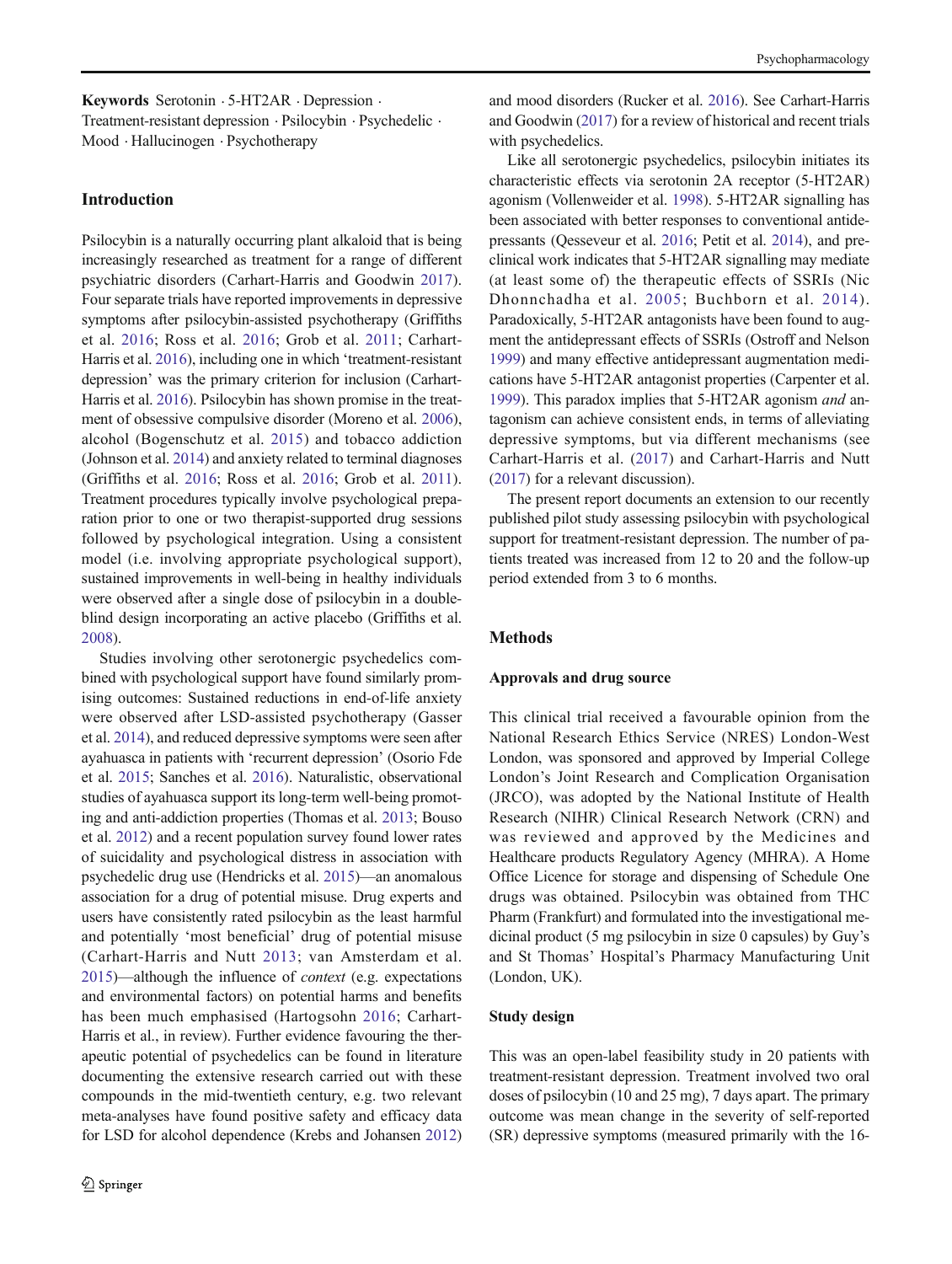**Keywords** Serotonin · 5-HT2AR · Depression · Treatment-resistant depression · Psilocybin · Psychedelic · Mood · Hallucinogen · Psychotherapy

## Introduction

Psilocybin is a naturally occurring plant alkaloid that is being increasingly researched as treatment for a range of different psychiatric disorders (Carhart-Harris and Goodwin 2017). Four separate trials have reported improvements in depressive symptoms after psilocybin-assisted psychotherapy (Griffiths et al. 2016; Ross et al. 2016; Grob et al. 2011; Carhart-Harris et al. 2016), including one in which 'treatment-resistant depression' was the primary criterion for inclusion (Carhart-Harris et al. 2016). Psilocybin has shown promise in the treatment of obsessive compulsive disorder (Moreno et al. 2006), alcohol (Bogenschutz et al. 2015) and tobacco addiction (Johnson et al. 2014) and anxiety related to terminal diagnoses (Griffiths et al. 2016; Ross et al. 2016; Grob et al. 2011). Treatment procedures typically involve psychological preparation prior to one or two therapist-supported drug sessions followed by psychological integration. Using a consistent model (i.e. involving appropriate psychological support), sustained improvements in well-being in healthy individuals were observed after a single dose of psilocybin in a double-blind design incorporating an active placebo (Griffiths et al. 2008).

Studies involving other serotonergic psychedelics combined with psychological support have found similarly promising outcomes: Sustained reductions in end-of-life anxiety were observed after LSD-assisted psychotherapy (Gasser et al. 2014), and reduced depressive symptoms were seen after ayahuasca in patients with 'recurrent depression' (Osorio Fde et al. 2015; Sanches et al. 2016). Naturalistic, observational studies of ayahuasca support its long-term well-being promoting and anti-addiction properties (Thomas et al. 2013; Bouso et al. 2012) and a recent population survey found lower rates of suicidality and psychological distress in association with psychedelic drug use (Hendricks et al. 2015)—an anomalous association for a drug of potential misuse. Drug experts and users have consistently rated psilocybin as the least harmful and potentially 'most beneficial' drug of potential misuse (Carhart-Harris and Nutt 2013; van Amsterdam et al. 2015)—although the influence of *context* (e.g. expectations and environmental factors) on potential harms and benefits has been much emphasised (Hartogsohn 2016; Carhart-Harris et al., in review). Further evidence favouring the therapeutic potential of psychedelics can be found in literature documenting the extensive research carried out with these compounds in the mid-twentieth century, e.g. two relevant meta-analyses have found positive safety and efficacy data for LSD for alcohol dependence (Krebs and Johansen 2012) and mood disorders (Rucker et al. 2016). See Carhart-Harris and Goodwin (2017) for a review of historical and recent trials with psychedelics.

Like all serotonergic psychedelics, psilocybin initiates its characteristic effects via serotonin 2A receptor (5-HT2AR) agonism (Vollenweider et al. 1998). 5-HT2AR signalling has been associated with better responses to conventional antidepressants (Qesseveur et al. 2016; Petit et al. 2014), and preclinical work indicates that 5-HT2AR signalling may mediate (at least some of) the therapeutic effects of SSRIs (Nic Dhonnchadha et al. 2005; Buchborn et al. 2014). Paradoxically, 5-HT2AR antagonists have been found to augment the antidepressant effects of SSRIs (Ostroff and Nelson 1999) and many effective antidepressant augmentation medications have 5-HT2AR antagonist properties (Carpenter et al. 1999). This paradox implies that 5-HT2AR agonism *and* antagonism can achieve consistent ends, in terms of alleviating depressive symptoms, but via different mechanisms (see Carhart-Harris et al. (2017) and Carhart-Harris and Nutt (2017) for a relevant discussion).

The present report documents an extension to our recently published pilot study assessing psilocybin with psychological support for treatment-resistant depression. The number of patients treated was increased from 12 to 20 and the follow-up period extended from 3 to 6 months.

## Methods

### Approvals and drug source

This clinical trial received a favourable opinion from the National Research Ethics Service (NRES) London-West London, was sponsored and approved by Imperial College London's Joint Research and Complication Organisation (JRCO), was adopted by the National Institute of Health Research (NIHR) Clinical Research Network (CRN) and was reviewed and approved by the Medicines and Healthcare products Regulatory Agency (MHRA). A Home Office Licence for storage and dispensing of Schedule One drugs was obtained. Psilocybin was obtained from THC Pharm (Frankfurt) and formulated into the investigational medicinal product (5 mg psilocybin in size 0 capsules) by Guy's and St Thomas' Hospital's Pharmacy Manufacturing Unit (London, UK).

### Study design

This was an open-label feasibility study in 20 patients with treatment-resistant depression. Treatment involved two oral doses of psilocybin (10 and 25 mg), 7 days apart. The primary outcome was mean change in the severity of self-reported (SR) depressive symptoms (measured primarily with the 16-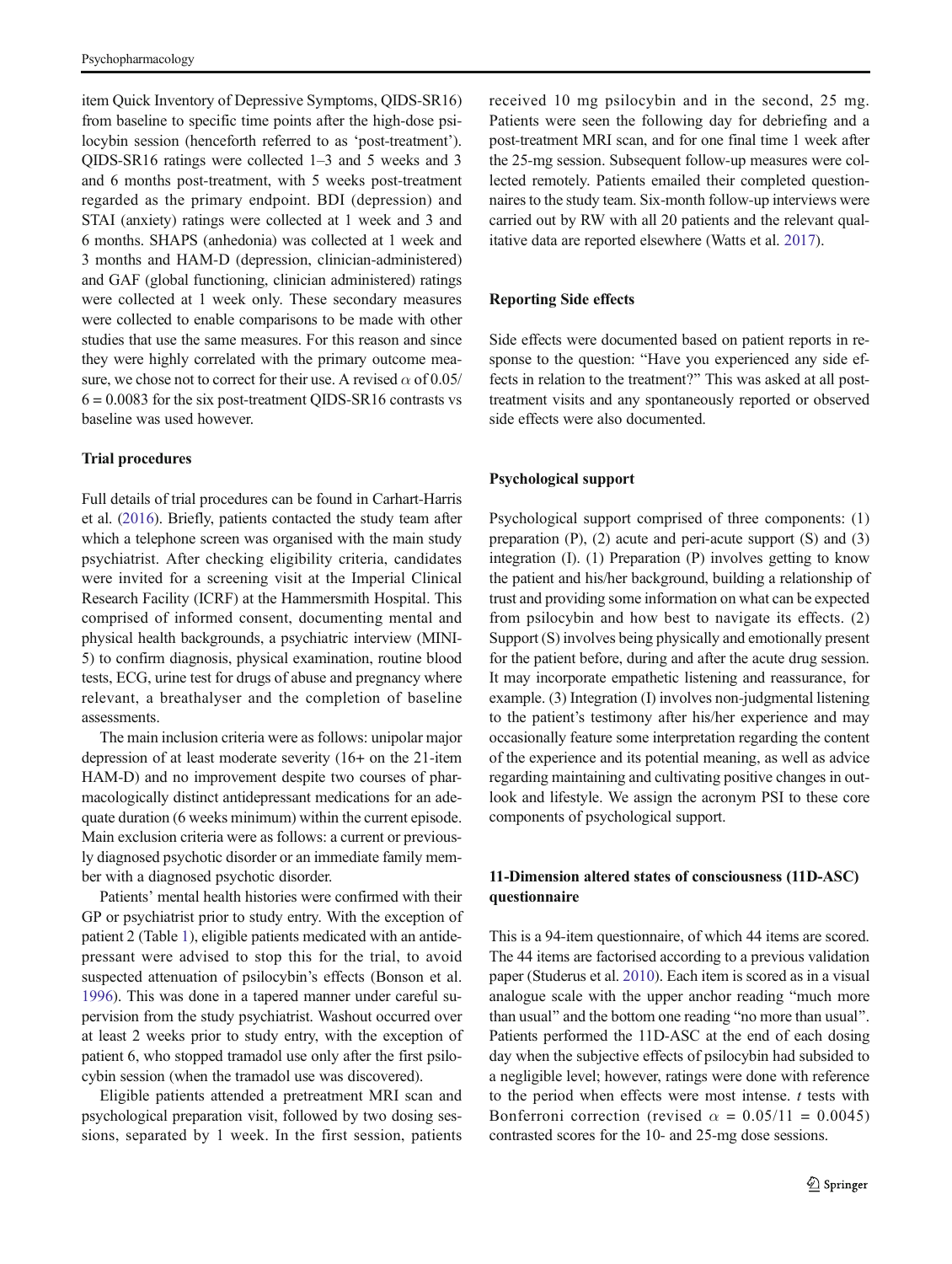item Quick Inventory of Depressive Symptoms, QIDS-SR16) from baseline to specific time points after the high-dose psilocybin session (henceforth referred to as 'post-treatment'). QIDS-SR16 ratings were collected 1–3 and 5 weeks and 3 and 6 months post-treatment, with 5 weeks post-treatment regarded as the primary endpoint. BDI (depression) and STAI (anxiety) ratings were collected at 1 week and 3 and 6 months. SHAPS (anhedonia) was collected at 1 week and 3 months and HAM-D (depression, clinician-administered) and GAF (global functioning, clinician administered) ratings were collected at 1 week only. These secondary measures were collected to enable comparisons to be made with other studies that use the same measures. For this reason and since they were highly correlated with the primary outcome measure, we chose not to correct for their use. A revised $\alpha$ of $0.05/6 = 0.0083$ for the six post-treatment QIDS-SR16 contrasts vs baseline was used however.

### Trial procedures

Full details of trial procedures can be found in Carhart-Harris et al. (2016). Briefly, patients contacted the study team after which a telephone screen was organised with the main study psychiatrist. After checking eligibility criteria, candidates were invited for a screening visit at the Imperial Clinical Research Facility (ICRF) at the Hammersmith Hospital. This comprised of informed consent, documenting mental and physical health backgrounds, a psychiatric interview (MINI-5) to confirm diagnosis, physical examination, routine blood tests, ECG, urine test for drugs of abuse and pregnancy where relevant, a breathalyser and the completion of baseline assessments.

The main inclusion criteria were as follows: unipolar major depression of at least moderate severity (16+ on the 21-item HAM-D) and no improvement despite two courses of pharmacologically distinct antidepressant medications for an adequate duration (6 weeks minimum) within the current episode. Main exclusion criteria were as follows: a current or previously diagnosed psychotic disorder or an immediate family member with a diagnosed psychotic disorder.

Patients' mental health histories were confirmed with their GP or psychiatrist prior to study entry. With the exception of patient 2 (Table 1), eligible patients medicated with an antidepressant were advised to stop this for the trial, to avoid suspected attenuation of psilocybin's effects (Bonson et al. 1996). This was done in a tapered manner under careful supervision from the study psychiatrist. Washout occurred over at least 2 weeks prior to study entry, with the exception of patient 6, who stopped tramadol use only after the first psilocybin session (when the tramadol use was discovered).

Eligible patients attended a pretreatment MRI scan and psychological preparation visit, followed by two dosing sessions, separated by 1 week. In the first session, patients received 10 mg psilocybin and in the second, 25 mg. Patients were seen the following day for debriefing and a post-treatment MRI scan, and for one final time 1 week after the 25-mg session. Subsequent follow-up measures were collected remotely. Patients emailed their completed questionnaires to the study team. Six-month follow-up interviews were carried out by RW with all 20 patients and the relevant qualitative data are reported elsewhere (Watts et al. 2017).

### Reporting Side effects

Side effects were documented based on patient reports in response to the question: "Have you experienced any side effects in relation to the treatment?" This was asked at all post-treatment visits and any spontaneously reported or observed side effects were also documented.

### Psychological support

Psychological support comprised of three components: (1) preparation (P), (2) acute and peri-acute support (S) and (3) integration (I). (1) Preparation (P) involves getting to know the patient and his/her background, building a relationship of trust and providing some information on what can be expected from psilocybin and how best to navigate its effects. (2) Support (S) involves being physically and emotionally present for the patient before, during and after the acute drug session. It may incorporate empathetic listening and reassurance, for example. (3) Integration (I) involves non-judgmental listening to the patient's testimony after his/her experience and may occasionally feature some interpretation regarding the content of the experience and its potential meaning, as well as advice regarding maintaining and cultivating positive changes in outlook and lifestyle. We assign the acronym PSI to these core components of psychological support.

### 11-Dimension altered states of consciousness (11D-ASC) questionnaire

This is a 94-item questionnaire, of which 44 items are scored. The 44 items are factorised according to a previous validation paper (Studerus et al. 2010). Each item is scored as in a visual analogue scale with the upper anchor reading "much more than usual" and the bottom one reading "no more than usual". Patients performed the 11D-ASC at the end of each dosing day when the subjective effects of psilocybin had subsided to a negligible level; however, ratings were done with reference to the period when effects were most intense. *t* tests with Bonferroni correction (revised $\alpha = 0.05/11 = 0.0045$) contrasted scores for the 10- and 25-mg dose sessions.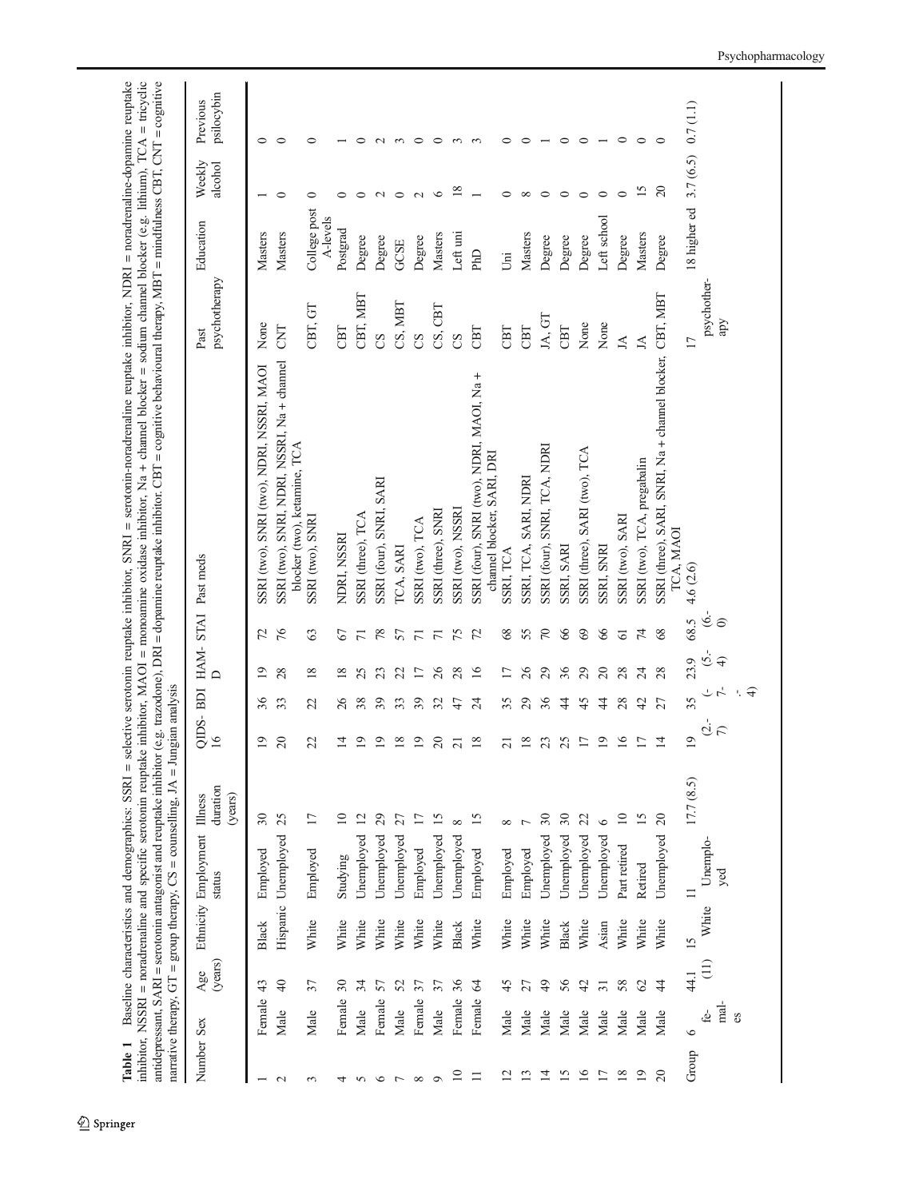**Table 1** Baseline characteristics and demographics: SSRI = selective serotonin reuptake inhibitor, SNRI = serotonin-noradrenaline reuptake inhibitor, NDRI = noradrenaline-dopamine reuptake inhibitor, NSSRI = noradrenaline and specific serotonin reuptake inhibitor, MAOI = monoamine oxidase inhibitor, Na + channel blocker = sodium channel blocker (e.g. lithium), TCA = tricyclic antidepressant, SARI = serotonin antagonist and reuptake inhibitor (e.g. trazodone), DRI = dopamine reuptake inhibitor. CBT = cognitive behavioural therapy, MBT = mindfulness CBT, CNT = cognitive narrative therapy, GT = group therapy, CS = counselling, JA = Jungian analysis

| Number | Sex | Age (years) | Ethnicity | Employment status | Illness duration (years) | QIDS-16 | BDI | HAM-D | STAI | Past meds | Past psychotherapy | Education | Weekly alcohol | Previous psilocybin |
|---|---|---|---|---|---|---|---|---|---|---|---|---|---|---|
| 1 | Female | 43 | Black | Employed | 30 | 19 | 36 | 19 | 72 | SSRI (two), SNRI (two), NDRI, NSSRI, MAOI | None | Masters | 1 | 0 |
| 2 | Male | 40 | Hispanic | Unemployed | 25 | 20 | 33 | 28 | 76 | SSRI (two), SNRI, NDRI, NSSRI, Na + channel blocker (two), ketamine, TCA | CNT | Masters | 0 | 0 |
| 3 | Male | 37 | White | Employed | 17 | 22 | 22 | 18 | 63 | SSRI (two), SNRI | CBT, GT | College post A-levels | 0 | 0 |
| 4 | Female | 30 | White | Studying | 10 | 14 | 26 | 18 | 67 | NDRI, NSSRI | CBT | Postgrad | 0 | 1 |
| 5 | Male | 34 | White | Unemployed | 12 | 19 | 38 | 25 | 71 | SSRI (three), TCA | CBT, MBT | Degree | 0 | 0 |
| 6 | Female | 57 | White | Unemployed | 29 | 19 | 39 | 23 | 78 | SSRI (four), SNRI, SARI | CS | Degree | 2 | 2 |
| 7 | Male | 52 | White | Unemployed | 27 | 18 | 33 | 22 | 57 | TCA, SARI | CS, MBT | GCSE | 0 | 3 |
| 8 | Female | 37 | White | Employed | 17 | 19 | 39 | 17 | 71 | SSRI (two), TCA | CS | Degree | 2 | 0 |
| 9 | Male | 37 | White | Unemployed | 15 | 20 | 32 | 26 | 71 | SSRI (three), SNRI | CS, CBT | Masters | 6 | 0 |
| 10 | Female | 36 | Black | Unemployed | 8 | 21 | 47 | 28 | 75 | SSRI (two), NSSRI | CS | Left uni | 18 | 3 |
| 11 | Female | 64 | White | Employed | 15 | 18 | 24 | 16 | 72 | SSRI (four), SNRI (two), NDRI, MAOI, Na + channel blocker, SARI, DRI | CBT | PhD | 1 | 3 |
| 12 | Male | 45 | White | Employed | 8 | 21 | 35 | 17 | 68 | SSRI, TCA | CBT | Uni | 0 | 0 |
| 13 | Male | 27 | White | Employed | 7 | 18 | 29 | 26 | 55 | SSRI, TCA, SARI, NDRI | CBT | Masters | 8 | 0 |
| 14 | Male | 49 | White | Unemployed | 30 | 23 | 36 | 29 | 70 | SSRI (four), SNRI, TCA, NDRI | JA, GT | Degree | 0 | 1 |
| 15 | Male | 56 | Black | Unemployed | 30 | 25 | 44 | 36 | 66 | SSRI, SARI | CBT | Degree | 0 | 0 |
| 16 | Male | 42 | White | Unemployed | 22 | 17 | 45 | 29 | 69 | SSRI (three), SARI (two), TCA | None | Degree | 0 | 0 |
| 17 | Male | 31 | Asian | Unemployed | 6 | 19 | 44 | 20 | 66 | SSRI, SNRI | None | Left school | 0 | 1 |
| 18 | Male | 58 | White | Part retired | 10 | 16 | 28 | 28 | 61 | SSRI (two), SARI | JA | Degree | 0 | 0 |
| 19 | Male | 62 | White | Retired | 15 | 17 | 42 | 24 | 74 | SSRI (two), TCA, pregabalin | JA | Masters | 15 | 0 |
| 20 | Male | 44 | White | Unemployed | 20 | 14 | 27 | 28 | 68 | SSRI (three), SARI, SNRI, Na + channel blocker, TCA, MAOI | CBT, MBT | Degree | 20 | 0 |
| Group | 6 females | 44.1 (11) | 15 White | 11 Unemployed | 17.7 (8.5) | 19 (2.-7) | 35 (-7.-4) | 23.9 (5.-4) | 68.5 (6.-0) | 4.6 (2.6) | 17 psychotherapy | 18 higher ed | 3.7 (6.5) | 0.7 (1.1) |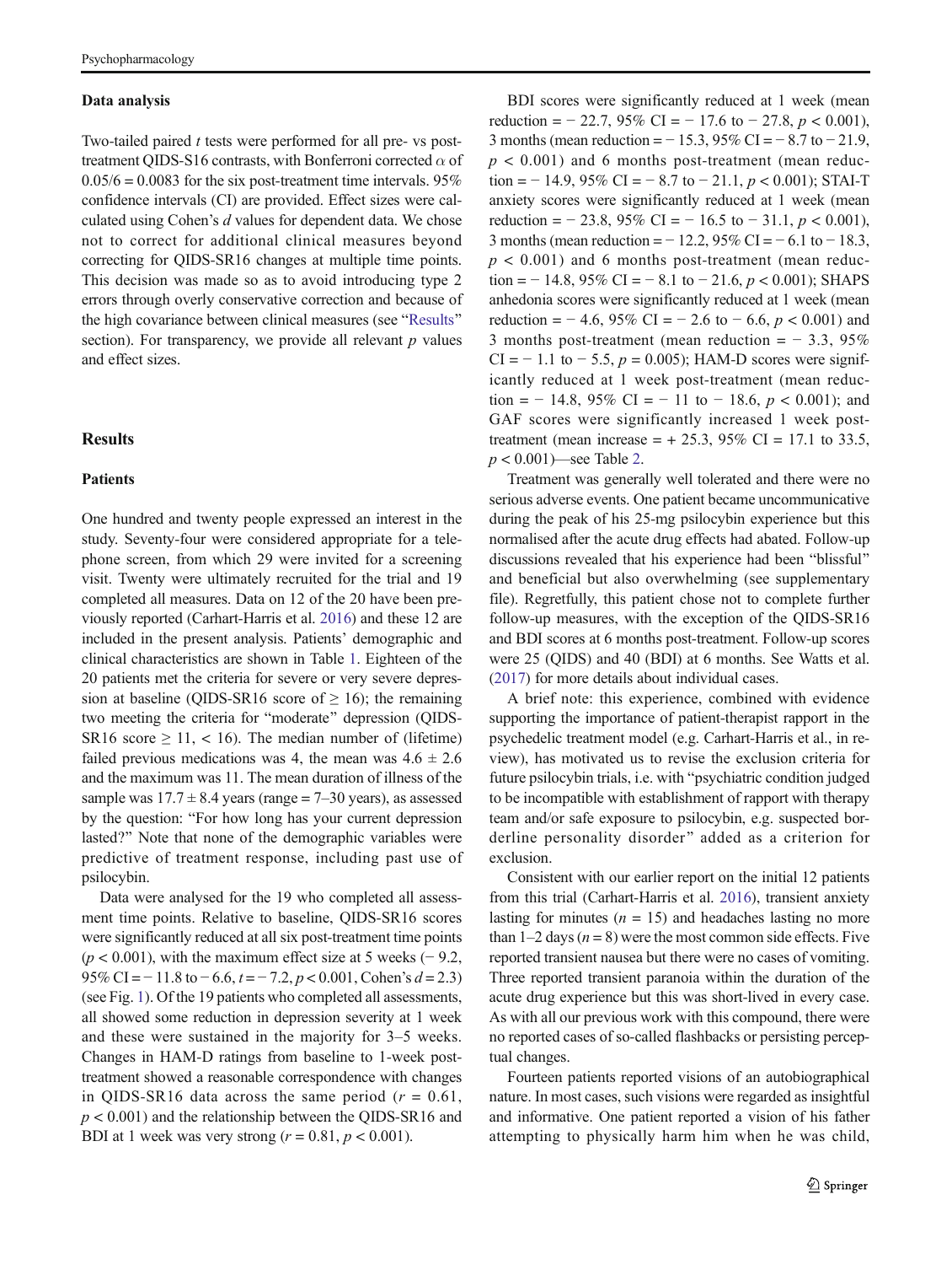### Data analysis

Two-tailed paired $t$ tests were performed for all pre- vs post-treatment QIDS-S16 contrasts, with Bonferroni corrected $\alpha$ of $0.05/6 = 0.0083$ for the six post-treatment time intervals. 95% confidence intervals (CI) are provided. Effect sizes were calculated using Cohen's $d$ values for dependent data. We chose not to correct for additional clinical measures beyond correcting for QIDS-SR16 changes at multiple time points. This decision was made so as to avoid introducing type 2 errors through overly conservative correction and because of the high covariance between clinical measures (see "Results" section). For transparency, we provide all relevant $p$ values and effect sizes.

## Results

### Patients

One hundred and twenty people expressed an interest in the study. Seventy-four were considered appropriate for a telephone screen, from which 29 were invited for a screening visit. Twenty were ultimately recruited for the trial and 19 completed all measures. Data on 12 of the 20 have been previously reported (Carhart-Harris et al. 2016) and these 12 are included in the present analysis. Patients' demographic and clinical characteristics are shown in Table 1. Eighteen of the 20 patients met the criteria for severe or very severe depression at baseline (QIDS-SR16 score of $\geq 16$); the remaining two meeting the criteria for "moderate" depression (QIDS-SR16 score $\geq 11$, $< 16$). The median number of (lifetime) failed previous medications was 4, the mean was $4.6 \pm 2.6$ and the maximum was 11. The mean duration of illness of the sample was $17.7 \pm 8.4$ years (range = 7–30 years), as assessed by the question: "For how long has your current depression lasted?" Note that none of the demographic variables were predictive of treatment response, including past use of psilocybin.

Data were analysed for the 19 who completed all assessment time points. Relative to baseline, QIDS-SR16 scores were significantly reduced at all six post-treatment time points ($p < 0.001$), with the maximum effect size at 5 weeks (− 9.2, 95% CI = − 11.8 to − 6.6, $t = -7.2$, $p < 0.001$, Cohen's $d = 2.3$) (see Fig. 1). Of the 19 patients who completed all assessments, all showed some reduction in depression severity at 1 week and these were sustained in the majority for 3–5 weeks. Changes in HAM-D ratings from baseline to 1-week post-treatment showed a reasonable correspondence with changes in QIDS-SR16 data across the same period ($r = 0.61$, $p < 0.001$) and the relationship between the QIDS-SR16 and BDI at 1 week was very strong ($r = 0.81$, $p < 0.001$).

BDI scores were significantly reduced at 1 week (mean reduction = − 22.7, 95% CI = − 17.6 to − 27.8, $p < 0.001$), 3 months (mean reduction = − 15.3, 95% CI = − 8.7 to − 21.9, $p < 0.001$) and 6 months post-treatment (mean reduction = − 14.9, 95% CI = − 8.7 to − 21.1, $p < 0.001$); STAI-T anxiety scores were significantly reduced at 1 week (mean reduction = − 23.8, 95% CI = − 16.5 to − 31.1, $p < 0.001$), 3 months (mean reduction = − 12.2, 95% CI = − 6.1 to − 18.3, $p < 0.001$) and 6 months post-treatment (mean reduction = − 14.8, 95% CI = − 8.1 to − 21.6, $p < 0.001$); SHAPS anhedonia scores were significantly reduced at 1 week (mean reduction = − 4.6, 95% CI = − 2.6 to − 6.6, $p < 0.001$) and 3 months post-treatment (mean reduction = − 3.3, 95% CI = − 1.1 to − 5.5, $p = 0.005$); HAM-D scores were significantly reduced at 1 week post-treatment (mean reduction = − 14.8, 95% CI = − 11 to − 18.6, $p < 0.001$); and GAF scores were significantly increased 1 week post-treatment (mean increase = + 25.3, 95% CI = 17.1 to 33.5, $p < 0.001$)—see Table 2.

Treatment was generally well tolerated and there were no serious adverse events. One patient became uncommunicative during the peak of his 25-mg psilocybin experience but this normalised after the acute drug effects had abated. Follow-up discussions revealed that his experience had been "blissful" and beneficial but also overwhelming (see supplementary file). Regretfully, this patient chose not to complete further follow-up measures, with the exception of the QIDS-SR16 and BDI scores at 6 months post-treatment. Follow-up scores were 25 (QIDS) and 40 (BDI) at 6 months. See Watts et al. (2017) for more details about individual cases.

A brief note: this experience, combined with evidence supporting the importance of patient-therapist rapport in the psychedelic treatment model (e.g. Carhart-Harris et al., in review), has motivated us to revise the exclusion criteria for future psilocybin trials, i.e. with "psychiatric condition judged to be incompatible with establishment of rapport with therapy team and/or safe exposure to psilocybin, e.g. suspected borderline personality disorder" added as a criterion for exclusion.

Consistent with our earlier report on the initial 12 patients from this trial (Carhart-Harris et al. 2016), transient anxiety lasting for minutes ($n = 15$) and headaches lasting no more than 1–2 days ($n = 8$) were the most common side effects. Five reported transient nausea but there were no cases of vomiting. Three reported transient paranoia within the duration of the acute drug experience but this was short-lived in every case. As with all our previous work with this compound, there were no reported cases of so-called flashbacks or persisting perceptual changes.

Fourteen patients reported visions of an autobiographical nature. In most cases, such visions were regarded as insightful and informative. One patient reported a vision of his father attempting to physically harm him when he was child,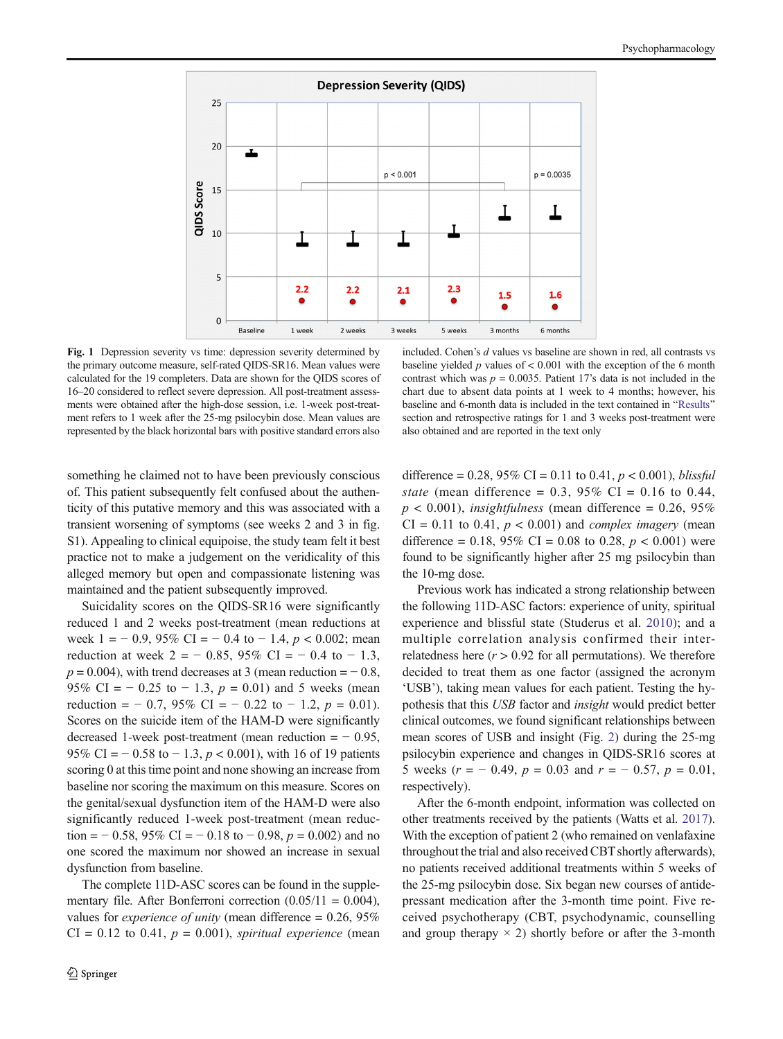Fig. 1 Depression severity vs time: depression severity determined by the primary outcome measure, self-rated QIDS-SR16. Mean values were calculated for the 19 completers. Data are shown for the QIDS scores of 16–20 considered to reflect severe depression. All post-treatment assessments were obtained after the high-dose session, i.e. 1-week post-treatment refers to 1 week after the 25-mg psilocybin dose. Mean values are represented by the black horizontal bars with positive standard errors also included. Cohen's *d* values vs baseline are shown in red, all contrasts vs baseline yielded *p* values of < 0.001 with the exception of the 6 month contrast which was *p* = 0.0035. Patient 17's data is not included in the chart due to absent data points at 1 week to 4 months; however, his baseline and 6-month data is included in the text contained in "Results" section and retrospective ratings for 1 and 3 weeks post-treatment were also obtained and are reported in the text only

something he claimed not to have been previously conscious of. This patient subsequently felt confused about the authenticity of this putative memory and this was associated with a transient worsening of symptoms (see weeks 2 and 3 in fig. S1). Appealing to clinical equipoise, the study team felt it best practice not to make a judgement on the veridicality of this alleged memory but open and compassionate listening was maintained and the patient subsequently improved.

Suicidality scores on the QIDS-SR16 were significantly reduced 1 and 2 weeks post-treatment (mean reductions at week 1 = − 0.9, 95% CI = − 0.4 to − 1.4, *p* < 0.002; mean reduction at week 2 = − 0.85, 95% CI = − 0.4 to − 1.3, *p* = 0.004), with trend decreases at 3 (mean reduction = − 0.8, 95% CI = − 0.25 to − 1.3, *p* = 0.01) and 5 weeks (mean reduction = − 0.7, 95% CI = − 0.22 to − 1.2, *p* = 0.01). Scores on the suicide item of the HAM-D were significantly decreased 1-week post-treatment (mean reduction = − 0.95, 95% CI = − 0.58 to − 1.3, *p* < 0.001), with 16 of 19 patients scoring 0 at this time point and none showing an increase from baseline nor scoring the maximum on this measure. Scores on the genital/sexual dysfunction item of the HAM-D were also significantly reduced 1-week post-treatment (mean reduction = − 0.58, 95% CI = − 0.18 to − 0.98, *p* = 0.002) and no one scored the maximum nor showed an increase in sexual dysfunction from baseline.

The complete 11D-ASC scores can be found in the supplementary file. After Bonferroni correction (0.05/11 = 0.004), values for *experience of unity* (mean difference = 0.26, 95% CI = 0.12 to 0.41, *p* = 0.001), *spiritual experience* (mean difference = 0.28, 95% CI = 0.11 to 0.41, *p* < 0.001), *blissful state* (mean difference = 0.3, 95% CI = 0.16 to 0.44, *p* < 0.001), *insightfulness* (mean difference = 0.26, 95% CI = 0.11 to 0.41, *p* < 0.001) and *complex imagery* (mean difference = 0.18, 95% CI = 0.08 to 0.28, *p* < 0.001) were found to be significantly higher after 25 mg psilocybin than the 10-mg dose.

Previous work has indicated a strong relationship between the following 11D-ASC factors: experience of unity, spiritual experience and blissful state (Studerus et al. 2010); and a multiple correlation analysis confirmed their interrelatedness here (*r* > 0.92 for all permutations). We therefore decided to treat them as one factor (assigned the acronym 'USB'), taking mean values for each patient. Testing the hypothesis that this *USB* factor and *insight* would predict better clinical outcomes, we found significant relationships between mean scores of USB and insight (Fig. 2) during the 25-mg psilocybin experience and changes in QIDS-SR16 scores at 5 weeks (*r* = − 0.49, *p* = 0.03 and *r* = − 0.57, *p* = 0.01, respectively).

After the 6-month endpoint, information was collected on other treatments received by the patients (Watts et al. 2017). With the exception of patient 2 (who remained on venlafaxine throughout the trial and also received CBT shortly afterwards), no patients received additional treatments within 5 weeks of the 25-mg psilocybin dose. Six began new courses of antidepressant medication after the 3-month time point. Five received psychotherapy (CBT, psychodynamic, counselling and group therapy × 2) shortly before or after the 3-month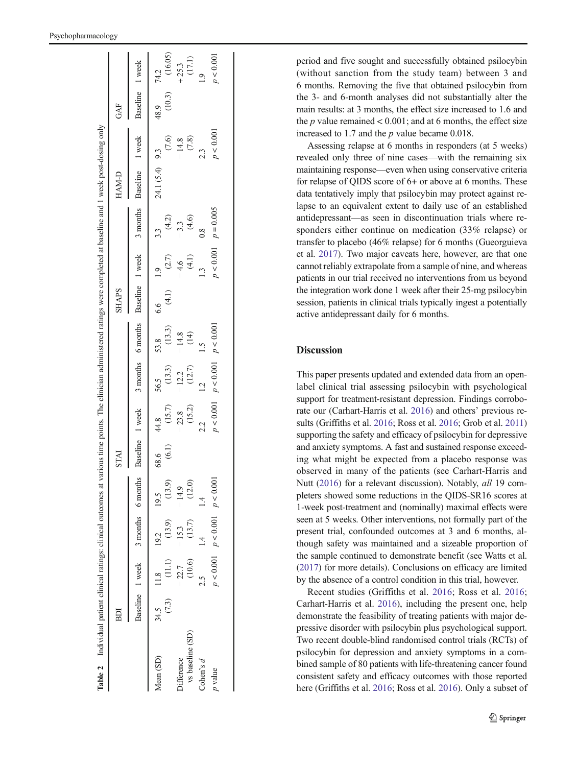**Table 2** Individual patient clinical ratings: clinical outcomes at various time points. The clinician administered ratings were completed at baseline and 1 week post-dosing only

| | BDI | | | | STAI | | | | SHAPS | | | HAM-D | | GAF | |
|---|---|---|---|---|---|---|---|---|---|---|---|---|---|---|---|
| | Baseline | 1 week | 3 months | 6 months | Baseline | 1 week | 3 months | 6 months | Baseline | 1 week | 3 months | Baseline | 1 week | Baseline | 1 week |
| Mean (SD) | 34.5 (7.3) | 11.8 (11.1) | 19.2 (13.9) | 19.5 (13.9) | 68.6 (6.1) | 44.8 (15.7) | 56.5 (13.3) | 53.8 (13.3) | 6.6 (4.1) | 1.9 (2.7) | 3.3 (4.2) | 24.1 (5.4) | 9.3 (7.6) | 48.9 (10.3) | 74.2 (16.05) |
| Difference vs baseline (SD) | | − 22.7 (10.6) | − 15.3 (13.7) | − 14.9 (12.0) | | − 23.8 (15.2) | − 12.2 (12.7) | − 14.8 (14) | | − 4.6 (4.1) | − 3.3 (4.6) | | − 14.8 (7.8) | | + 25.3 (17.1) |
| Cohen's *d* | | 2.5 | 1.4 | 1.4 | | 2.2 | 1.2 | 1.5 | | 1.3 | 0.8 | | 2.3 | | 1.9 |
| *p* value | | $p < 0.001$ | $p < 0.001$ | $p < 0.001$ | | $p < 0.001$ | $p < 0.001$ | $p < 0.001$ | | $p < 0.001$ | $p = 0.005$ | | $p < 0.001$ | | $p < 0.001$ |

period and five sought and successfully obtained psilocybin (without sanction from the study team) between 3 and 6 months. Removing the five that obtained psilocybin from the 3- and 6-month analyses did not substantially alter the main results: at 3 months, the effect size increased to 1.6 and the *p* value remained < 0.001; and at 6 months, the effect size increased to 1.7 and the *p* value became 0.018.

Assessing relapse at 6 months in responders (at 5 weeks) revealed only three of nine cases—with the remaining six maintaining response—even when using conservative criteria for relapse of QIDS score of 6+ or above at 6 months. These data tentatively imply that psilocybin may protect against relapse to an equivalent extent to daily use of an established antidepressant—as seen in discontinuation trials where responders either continue on medication (33% relapse) or transfer to placebo (46% relapse) for 6 months (Gueorguieva et al. 2017). Two major caveats here, however, are that one cannot reliably extrapolate from a sample of nine, and whereas patients in our trial received no interventions from us beyond the integration work done 1 week after their 25-mg psilocybin session, patients in clinical trials typically ingest a potentially active antidepressant daily for 6 months.

## Discussion

This paper presents updated and extended data from an open-label clinical trial assessing psilocybin with psychological support for treatment-resistant depression. Findings corroborate our (Carhart-Harris et al. 2016) and others' previous results (Griffiths et al. 2016; Ross et al. 2016; Grob et al. 2011) supporting the safety and efficacy of psilocybin for depressive and anxiety symptoms. A fast and sustained response exceeding what might be expected from a placebo response was observed in many of the patients (see Carhart-Harris and Nutt (2016) for a relevant discussion). Notably, *all* 19 completers showed some reductions in the QIDS-SR16 scores at 1-week post-treatment and (nominally) maximal effects were seen at 5 weeks. Other interventions, not formally part of the present trial, confounded outcomes at 3 and 6 months, although safety was maintained and a sizeable proportion of the sample continued to demonstrate benefit (see Watts et al. (2017) for more details). Conclusions on efficacy are limited by the absence of a control condition in this trial, however.

Recent studies (Griffiths et al. 2016; Ross et al. 2016; Carhart-Harris et al. 2016), including the present one, help demonstrate the feasibility of treating patients with major depressive disorder with psilocybin plus psychological support. Two recent double-blind randomised control trials (RCTs) of psilocybin for depression and anxiety symptoms in a combined sample of 80 patients with life-threatening cancer found consistent safety and efficacy outcomes with those reported here (Griffiths et al. 2016; Ross et al. 2016). Only a subset of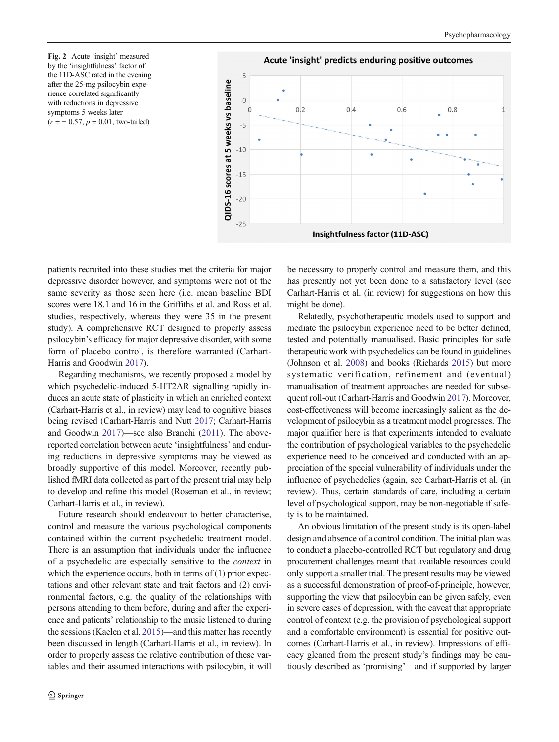**Fig. 2** Acute 'insight' measured by the 'insightfulness' factor of the 11D-ASC rated in the evening after the 25-mg psilocybin experience correlated significantly with reductions in depressive symptoms 5 weeks later ($r = -0.57$, $p = 0.01$, two-tailed)

patients recruited into these studies met the criteria for major depressive disorder however, and symptoms were not of the same severity as those seen here (i.e. mean baseline BDI scores were 18.1 and 16 in the Griffiths et al. and Ross et al. studies, respectively, whereas they were 35 in the present study). A comprehensive RCT designed to properly assess psilocybin's efficacy for major depressive disorder, with some form of placebo control, is therefore warranted (Carhart-Harris and Goodwin 2017).

Regarding mechanisms, we recently proposed a model by which psychedelic-induced 5-HT2AR signalling rapidly induces an acute state of plasticity in which an enriched context (Carhart-Harris et al., in review) may lead to cognitive biases being revised (Carhart-Harris and Nutt 2017; Carhart-Harris and Goodwin 2017)—see also Branchi (2011). The above-reported correlation between acute 'insightfulness' and enduring reductions in depressive symptoms may be viewed as broadly supportive of this model. Moreover, recently published fMRI data collected as part of the present trial may help to develop and refine this model (Roseman et al., in review; Carhart-Harris et al., in review).

Future research should endeavour to better characterise, control and measure the various psychological components contained within the current psychedelic treatment model. There is an assumption that individuals under the influence of a psychedelic are especially sensitive to the *context* in which the experience occurs, both in terms of (1) prior expectations and other relevant state and trait factors and (2) environmental factors, e.g. the quality of the relationships with persons attending to them before, during and after the experience and patients' relationship to the music listened to during the sessions (Kaelen et al. 2015)—and this matter has recently been discussed in length (Carhart-Harris et al., in review). In order to properly assess the relative contribution of these variables and their assumed interactions with psilocybin, it will be necessary to properly control and measure them, and this has presently not yet been done to a satisfactory level (see Carhart-Harris et al. (in review) for suggestions on how this might be done).

Relatedly, psychotherapeutic models used to support and mediate the psilocybin experience need to be better defined, tested and potentially manualised. Basic principles for safe therapeutic work with psychedelics can be found in guidelines (Johnson et al. 2008) and books (Richards 2015) but more systematic verification, refinement and (eventual) manualisation of treatment approaches are needed for subsequent roll-out (Carhart-Harris and Goodwin 2017). Moreover, cost-effectiveness will become increasingly salient as the development of psilocybin as a treatment model progresses. The major qualifier here is that experiments intended to evaluate the contribution of psychological variables to the psychedelic experience need to be conceived and conducted with an appreciation of the special vulnerability of individuals under the influence of psychedelics (again, see Carhart-Harris et al. (in review). Thus, certain standards of care, including a certain level of psychological support, may be non-negotiable if safety is to be maintained.

An obvious limitation of the present study is its open-label design and absence of a control condition. The initial plan was to conduct a placebo-controlled RCT but regulatory and drug procurement challenges meant that available resources could only support a smaller trial. The present results may be viewed as a successful demonstration of proof-of-principle, however, supporting the view that psilocybin can be given safely, even in severe cases of depression, with the caveat that appropriate control of context (e.g. the provision of psychological support and a comfortable environment) is essential for positive outcomes (Carhart-Harris et al., in review). Impressions of efficacy gleaned from the present study's findings may be cautiously described as 'promising'—and if supported by larger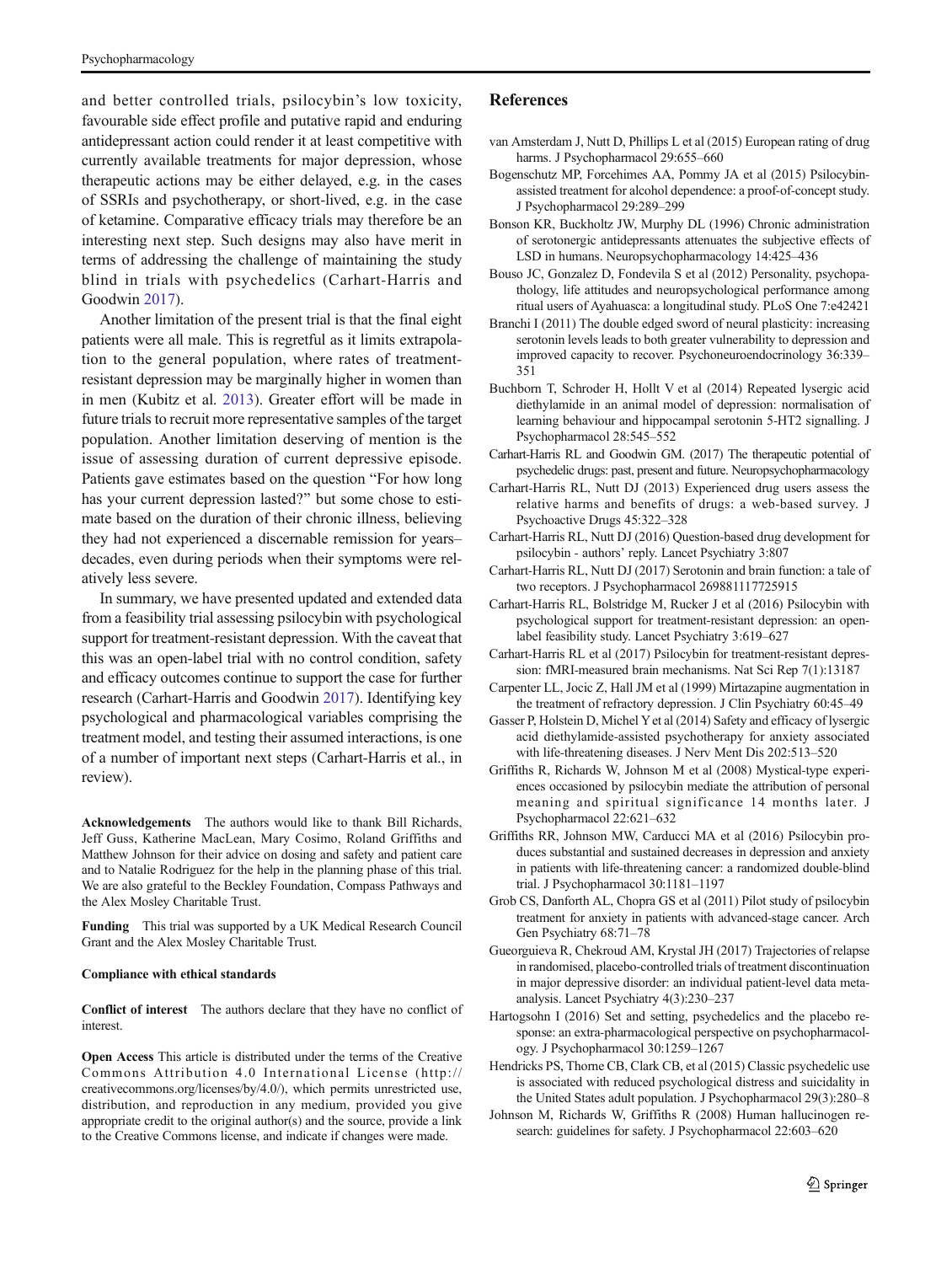and better controlled trials, psilocybin's low toxicity, favourable side effect profile and putative rapid and enduring antidepressant action could render it at least competitive with currently available treatments for major depression, whose therapeutic actions may be either delayed, e.g. in the cases of SSRIs and psychotherapy, or short-lived, e.g. in the case of ketamine. Comparative efficacy trials may therefore be an interesting next step. Such designs may also have merit in terms of addressing the challenge of maintaining the study blind in trials with psychedelics (Carhart-Harris and Goodwin 2017).

Another limitation of the present trial is that the final eight patients were all male. This is regretful as it limits extrapolation to the general population, where rates of treatment-resistant depression may be marginally higher in women than in men (Kubitz et al. 2013). Greater effort will be made in future trials to recruit more representative samples of the target population. Another limitation deserving of mention is the issue of assessing duration of current depressive episode. Patients gave estimates based on the question "For how long has your current depression lasted?" but some chose to estimate based on the duration of their chronic illness, believing they had not experienced a discernable remission for years–decades, even during periods when their symptoms were relatively less severe.

In summary, we have presented updated and extended data from a feasibility trial assessing psilocybin with psychological support for treatment-resistant depression. With the caveat that this was an open-label trial with no control condition, safety and efficacy outcomes continue to support the case for further research (Carhart-Harris and Goodwin 2017). Identifying key psychological and pharmacological variables comprising the treatment model, and testing their assumed interactions, is one of a number of important next steps (Carhart-Harris et al., in review).

**Acknowledgements** The authors would like to thank Bill Richards, Jeff Guss, Katherine MacLean, Mary Cosimo, Roland Griffiths and Matthew Johnson for their advice on dosing and safety and patient care and to Natalie Rodriguez for the help in the planning phase of this trial. We are also grateful to the Beckley Foundation, Compass Pathways and the Alex Mosley Charitable Trust.

**Funding** This trial was supported by a UK Medical Research Council Grant and the Alex Mosley Charitable Trust.

**Compliance with ethical standards**

**Conflict of interest** The authors declare that they have no conflict of interest.

**Open Access** This article is distributed under the terms of the Creative Commons Attribution 4.0 International License (http://creativecommons.org/licenses/by/4.0/), which permits unrestricted use, distribution, and reproduction in any medium, provided you give appropriate credit to the original author(s) and the source, provide a link to the Creative Commons license, and indicate if changes were made.

## References

van Amsterdam J, Nutt D, Phillips L et al (2015) European rating of drug harms. J Psychopharmacol 29:655–660

Bogenschutz MP, Forcehimes AA, Pommy JA et al (2015) Psilocybin-assisted treatment for alcohol dependence: a proof-of-concept study. J Psychopharmacol 29:289–299

Bonson KR, Buckholtz JW, Murphy DL (1996) Chronic administration of serotonergic antidepressants attenuates the subjective effects of LSD in humans. Neuropsychopharmacology 14:425–436

Bouso JC, Gonzalez D, Fondevila S et al (2012) Personality, psychopathology, life attitudes and neuropsychological performance among ritual users of Ayahuasca: a longitudinal study. PLoS One 7:e42421

Branchi I (2011) The double edged sword of neural plasticity: increasing serotonin levels leads to both greater vulnerability to depression and improved capacity to recover. Psychoneuroendocrinology 36:339–351

Buchborn T, Schroder H, Hollt V et al (2014) Repeated lysergic acid diethylamide in an animal model of depression: normalisation of learning behaviour and hippocampal serotonin 5-HT2 signalling. J Psychopharmacol 28:545–552

Carhart-Harris RL and Goodwin GM. (2017) The therapeutic potential of psychedelic drugs: past, present and future. Neuropsychopharmacology

Carhart-Harris RL, Nutt DJ (2013) Experienced drug users assess the relative harms and benefits of drugs: a web-based survey. J Psychoactive Drugs 45:322–328

Carhart-Harris RL, Nutt DJ (2016) Question-based drug development for psilocybin - authors' reply. Lancet Psychiatry 3:807

Carhart-Harris RL, Nutt DJ (2017) Serotonin and brain function: a tale of two receptors. J Psychopharmacol 269881117725915

Carhart-Harris RL, Bolstridge M, Rucker J et al (2016) Psilocybin with psychological support for treatment-resistant depression: an open-label feasibility study. Lancet Psychiatry 3:619–627

Carhart-Harris RL et al (2017) Psilocybin for treatment-resistant depression: fMRI-measured brain mechanisms. Nat Sci Rep 7(1):13187

Carpenter LL, Jocic Z, Hall JM et al (1999) Mirtazapine augmentation in the treatment of refractory depression. J Clin Psychiatry 60:45–49

Gasser P, Holstein D, Michel Y et al (2014) Safety and efficacy of lysergic acid diethylamide-assisted psychotherapy for anxiety associated with life-threatening diseases. J Nerv Ment Dis 202:513–520

Griffiths R, Richards W, Johnson M et al (2008) Mystical-type experiences occasioned by psilocybin mediate the attribution of personal meaning and spiritual significance 14 months later. J Psychopharmacol 22:621–632

Griffiths RR, Johnson MW, Carducci MA et al (2016) Psilocybin produces substantial and sustained decreases in depression and anxiety in patients with life-threatening cancer: a randomized double-blind trial. J Psychopharmacol 30:1181–1197

Grob CS, Danforth AL, Chopra GS et al (2011) Pilot study of psilocybin treatment for anxiety in patients with advanced-stage cancer. Arch Gen Psychiatry 68:71–78

Gueorguieva R, Chekroud AM, Krystal JH (2017) Trajectories of relapse in randomised, placebo-controlled trials of treatment discontinuation in major depressive disorder: an individual patient-level data meta-analysis. Lancet Psychiatry 4(3):230–237

Hartogsohn I (2016) Set and setting, psychedelics and the placebo response: an extra-pharmacological perspective on psychopharmacology. J Psychopharmacol 30:1259–1267

Hendricks PS, Thorne CB, Clark CB, et al (2015) Classic psychedelic use is associated with reduced psychological distress and suicidality in the United States adult population. J Psychopharmacol 29(3):280–8

Johnson M, Richards W, Griffiths R (2008) Human hallucinogen research: guidelines for safety. J Psychopharmacol 22:603–620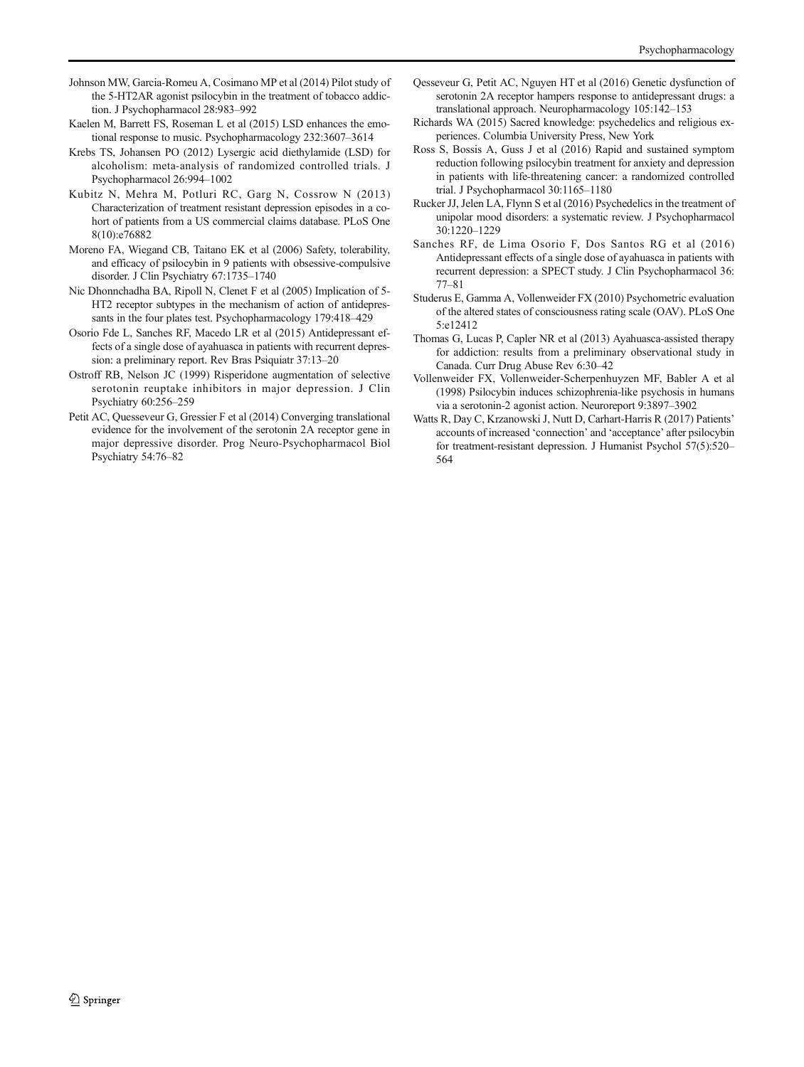Johnson MW, Garcia-Romeu A, Cosimano MP et al (2014) Pilot study of the 5-HT2AR agonist psilocybin in the treatment of tobacco addiction. J Psychopharmacol 28:983–992

Kaelen M, Barrett FS, Roseman L et al (2015) LSD enhances the emotional response to music. Psychopharmacology 232:3607–3614

Krebs TS, Johansen PO (2012) Lysergic acid diethylamide (LSD) for alcoholism: meta-analysis of randomized controlled trials. J Psychopharmacol 26:994–1002

Kubitz N, Mehra M, Potluri RC, Garg N, Cossrow N (2013) Characterization of treatment resistant depression episodes in a cohort of patients from a US commercial claims database. PLoS One 8(10):e76882

Moreno FA, Wiegand CB, Taitano EK et al (2006) Safety, tolerability, and efficacy of psilocybin in 9 patients with obsessive-compulsive disorder. J Clin Psychiatry 67:1735–1740

Nic Dhonnchadha BA, Ripoll N, Clenet F et al (2005) Implication of 5-HT2 receptor subtypes in the mechanism of action of antidepressants in the four plates test. Psychopharmacology 179:418–429

Osorio Fde L, Sanches RF, Macedo LR et al (2015) Antidepressant effects of a single dose of ayahuasca in patients with recurrent depression: a preliminary report. Rev Bras Psiquiatr 37:13–20

Ostroff RB, Nelson JC (1999) Risperidone augmentation of selective serotonin reuptake inhibitors in major depression. J Clin Psychiatry 60:256–259

Petit AC, Quesseveur G, Gressier F et al (2014) Converging translational evidence for the involvement of the serotonin 2A receptor gene in major depressive disorder. Prog Neuro-Psychopharmacol Biol Psychiatry 54:76–82

Qesseveur G, Petit AC, Nguyen HT et al (2016) Genetic dysfunction of serotonin 2A receptor hampers response to antidepressant drugs: a translational approach. Neuropharmacology 105:142–153

Richards WA (2015) Sacred knowledge: psychedelics and religious experiences. Columbia University Press, New York

Ross S, Bossis A, Guss J et al (2016) Rapid and sustained symptom reduction following psilocybin treatment for anxiety and depression in patients with life-threatening cancer: a randomized controlled trial. J Psychopharmacol 30:1165–1180

Rucker JJ, Jelen LA, Flynn S et al (2016) Psychedelics in the treatment of unipolar mood disorders: a systematic review. J Psychopharmacol 30:1220–1229

Sanches RF, de Lima Osorio F, Dos Santos RG et al (2016) Antidepressant effects of a single dose of ayahuasca in patients with recurrent depression: a SPECT study. J Clin Psychopharmacol 36:77–81

Studerus E, Gamma A, Vollenweider FX (2010) Psychometric evaluation of the altered states of consciousness rating scale (OAV). PLoS One 5:e12412

Thomas G, Lucas P, Capler NR et al (2013) Ayahuasca-assisted therapy for addiction: results from a preliminary observational study in Canada. Curr Drug Abuse Rev 6:30–42

Vollenweider FX, Vollenweider-Scherpenhuyzen MF, Babler A et al (1998) Psilocybin induces schizophrenia-like psychosis in humans via a serotonin-2 agonist action. Neuroreport 9:3897–3902

Watts R, Day C, Krzanowski J, Nutt D, Carhart-Harris R (2017) Patients' accounts of increased 'connection' and 'acceptance' after psilocybin for treatment-resistant depression. J Humanist Psychol 57(5):520–564